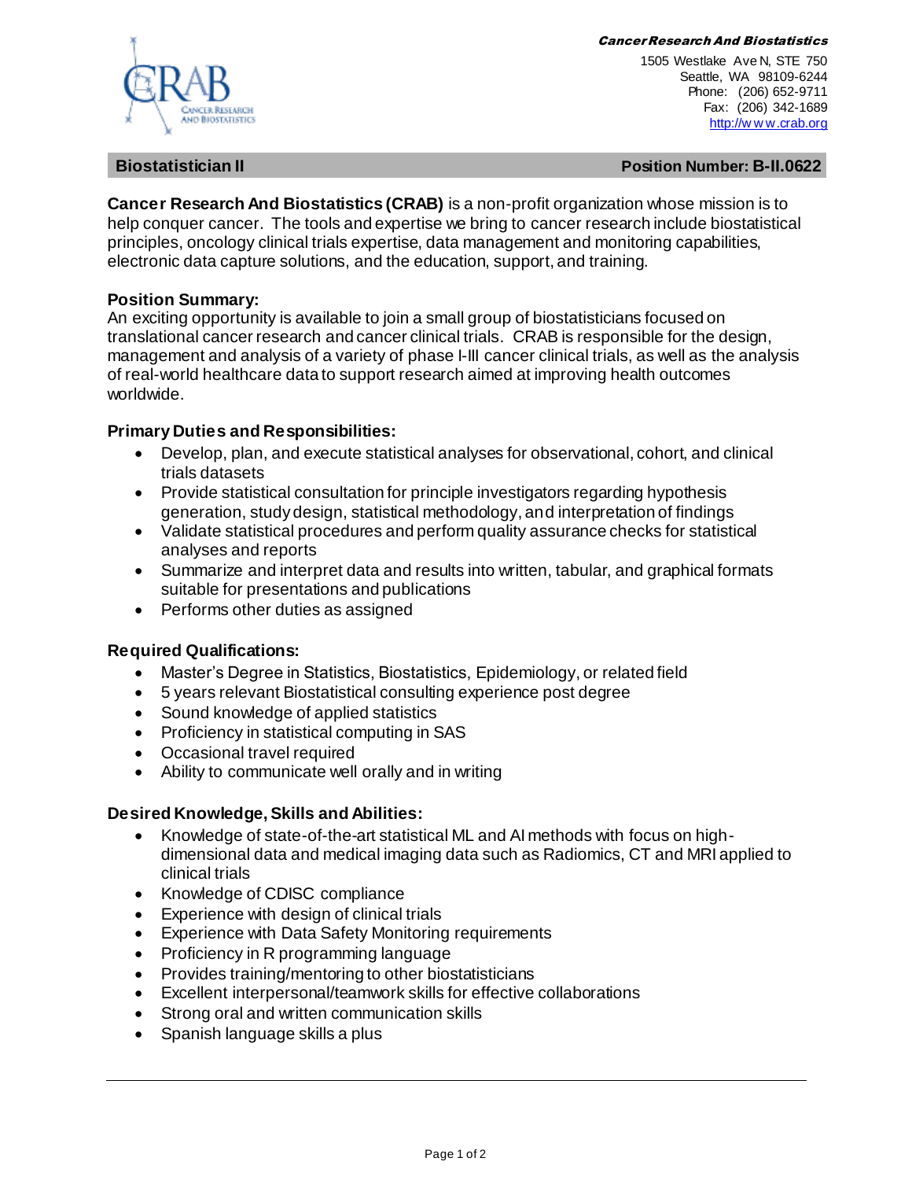**Cancer Research And Biostatistics**

1505 Westlake Ave N, STE 750
Seattle, WA 98109-6244
Phone: (206) 652-9711
Fax: (206) 342-1689
http://www.crab.org

## Biostatistician II — Position Number: B-II.0622

**Cancer Research And Biostatistics (CRAB)** is a non-profit organization whose mission is to help conquer cancer. The tools and expertise we bring to cancer research include biostatistical principles, oncology clinical trials expertise, data management and monitoring capabilities, electronic data capture solutions, and the education, support, and training.

### Position Summary:

An exciting opportunity is available to join a small group of biostatisticians focused on translational cancer research and cancer clinical trials. CRAB is responsible for the design, management and analysis of a variety of phase I-III cancer clinical trials, as well as the analysis of real-world healthcare data to support research aimed at improving health outcomes worldwide.

### Primary Duties and Responsibilities:

- Develop, plan, and execute statistical analyses for observational, cohort, and clinical trials datasets
- Provide statistical consultation for principle investigators regarding hypothesis generation, study design, statistical methodology, and interpretation of findings
- Validate statistical procedures and perform quality assurance checks for statistical analyses and reports
- Summarize and interpret data and results into written, tabular, and graphical formats suitable for presentations and publications
- Performs other duties as assigned

### Required Qualifications:

- Master's Degree in Statistics, Biostatistics, Epidemiology, or related field
- 5 years relevant Biostatistical consulting experience post degree
- Sound knowledge of applied statistics
- Proficiency in statistical computing in SAS
- Occasional travel required
- Ability to communicate well orally and in writing

### Desired Knowledge, Skills and Abilities:

- Knowledge of state-of-the-art statistical ML and AI methods with focus on high-dimensional data and medical imaging data such as Radiomics, CT and MRI applied to clinical trials
- Knowledge of CDISC compliance
- Experience with design of clinical trials
- Experience with Data Safety Monitoring requirements
- Proficiency in R programming language
- Provides training/mentoring to other biostatisticians
- Excellent interpersonal/teamwork skills for effective collaborations
- Strong oral and written communication skills
- Spanish language skills a plus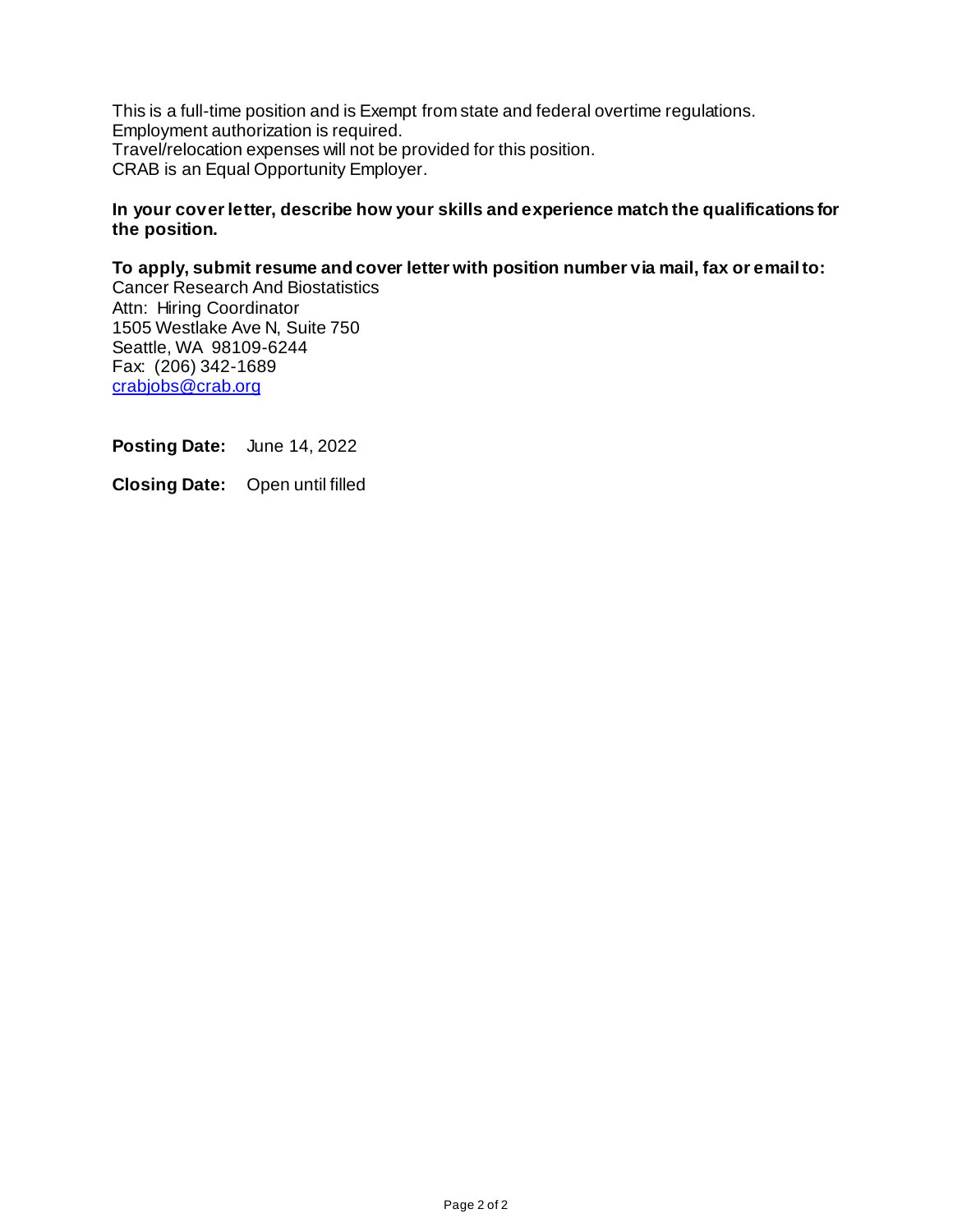This is a full-time position and is Exempt from state and federal overtime regulations.
Employment authorization is required.
Travel/relocation expenses will not be provided for this position.
CRAB is an Equal Opportunity Employer.

**In your cover letter, describe how your skills and experience match the qualifications for the position.**

**To apply, submit resume and cover letter with position number via mail, fax or email to:**
Cancer Research And Biostatistics
Attn: Hiring Coordinator
1505 Westlake Ave N, Suite 750
Seattle, WA 98109-6244
Fax: (206) 342-1689
crabjobs@crab.org

**Posting Date:** June 14, 2022

**Closing Date:** Open until filled